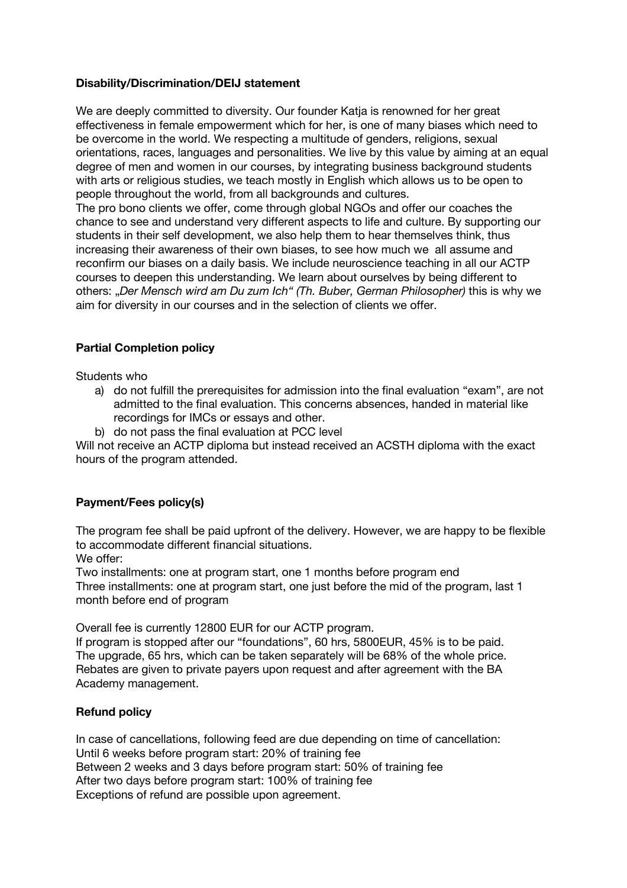**Disability/Discrimination/DEIJ statement**

We are deeply committed to diversity. Our founder Katja is renowned for her great effectiveness in female empowerment which for her, is one of many biases which need to be overcome in the world. We respecting a multitude of genders, religions, sexual orientations, races, languages and personalities. We live by this value by aiming at an equal degree of men and women in our courses, by integrating business background students with arts or religious studies, we teach mostly in English which allows us to be open to people throughout the world, from all backgrounds and cultures.
The pro bono clients we offer, come through global NGOs and offer our coaches the chance to see and understand very different aspects to life and culture. By supporting our students in their self development, we also help them to hear themselves think, thus increasing their awareness of their own biases, to see how much we all assume and reconfirm our biases on a daily basis. We include neuroscience teaching in all our ACTP courses to deepen this understanding. We learn about ourselves by being different to others: *„Der Mensch wird am Du zum Ich" (Th. Buber, German Philosopher)* this is why we aim for diversity in our courses and in the selection of clients we offer.

**Partial Completion policy**

Students who

a) do not fulfill the prerequisites for admission into the final evaluation "exam", are not admitted to the final evaluation. This concerns absences, handed in material like recordings for IMCs or essays and other.
b) do not pass the final evaluation at PCC level

Will not receive an ACTP diploma but instead received an ACSTH diploma with the exact hours of the program attended.

**Payment/Fees policy(s)**

The program fee shall be paid upfront of the delivery. However, we are happy to be flexible to accommodate different financial situations.
We offer:
Two installments: one at program start, one 1 months before program end
Three installments: one at program start, one just before the mid of the program, last 1 month before end of program

Overall fee is currently 12800 EUR for our ACTP program.
If program is stopped after our "foundations", 60 hrs, 5800EUR, 45% is to be paid.
The upgrade, 65 hrs, which can be taken separately will be 68% of the whole price.
Rebates are given to private payers upon request and after agreement with the BA Academy management.

**Refund policy**

In case of cancellations, following feed are due depending on time of cancellation:
Until 6 weeks before program start: 20% of training fee
Between 2 weeks and 3 days before program start: 50% of training fee
After two days before program start: 100% of training fee
Exceptions of refund are possible upon agreement.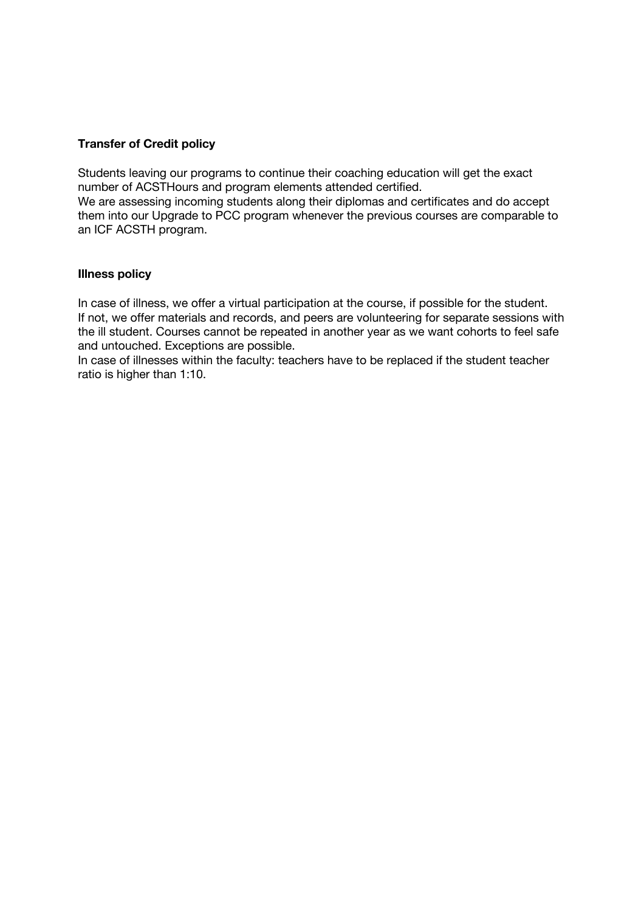**Transfer of Credit policy**

Students leaving our programs to continue their coaching education will get the exact number of ACSTHours and program elements attended certified.
We are assessing incoming students along their diplomas and certificates and do accept them into our Upgrade to PCC program whenever the previous courses are comparable to an ICF ACSTH program.

**Illness policy**

In case of illness, we offer a virtual participation at the course, if possible for the student.
If not, we offer materials and records, and peers are volunteering for separate sessions with the ill student. Courses cannot be repeated in another year as we want cohorts to feel safe and untouched. Exceptions are possible.
In case of illnesses within the faculty: teachers have to be replaced if the student teacher ratio is higher than 1:10.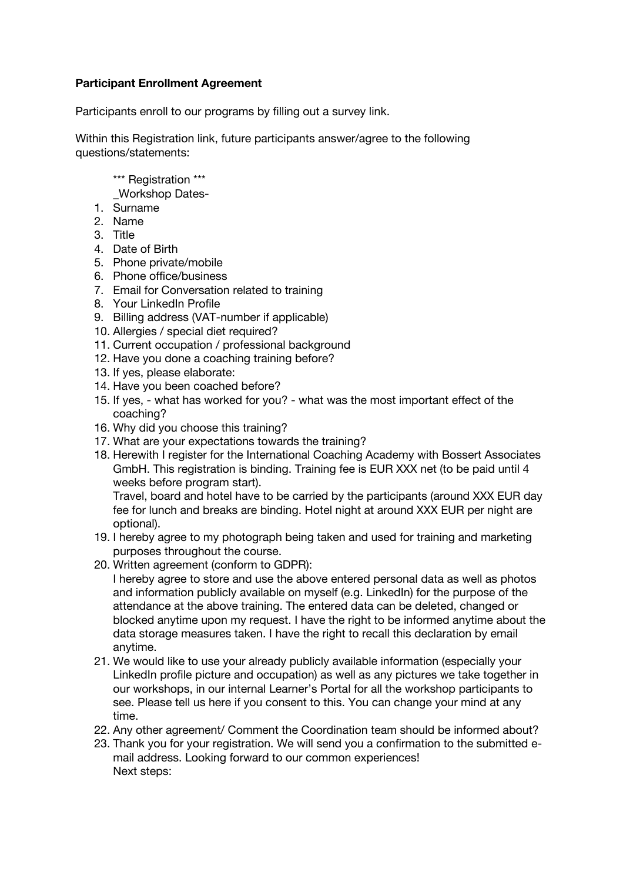**Participant Enrollment Agreement**

Participants enroll to our programs by filling out a survey link.

Within this Registration link, future participants answer/agree to the following questions/statements:

*** Registration ***
_Workshop Dates-

1. Surname
2. Name
3. Title
4. Date of Birth
5. Phone private/mobile
6. Phone office/business
7. Email for Conversation related to training
8. Your LinkedIn Profile
9. Billing address (VAT-number if applicable)
10. Allergies / special diet required?
11. Current occupation / professional background
12. Have you done a coaching training before?
13. If yes, please elaborate:
14. Have you been coached before?
15. If yes, - what has worked for you? - what was the most important effect of the coaching?
16. Why did you choose this training?
17. What are your expectations towards the training?
18. Herewith I register for the International Coaching Academy with Bossert Associates GmbH. This registration is binding. Training fee is EUR XXX net (to be paid until 4 weeks before program start).
    Travel, board and hotel have to be carried by the participants (around XXX EUR day fee for lunch and breaks are binding. Hotel night at around XXX EUR per night are optional).
19. I hereby agree to my photograph being taken and used for training and marketing purposes throughout the course.
20. Written agreement (conform to GDPR):
    I hereby agree to store and use the above entered personal data as well as photos and information publicly available on myself (e.g. LinkedIn) for the purpose of the attendance at the above training. The entered data can be deleted, changed or blocked anytime upon my request. I have the right to be informed anytime about the data storage measures taken. I have the right to recall this declaration by email anytime.
21. We would like to use your already publicly available information (especially your LinkedIn profile picture and occupation) as well as any pictures we take together in our workshops, in our internal Learner's Portal for all the workshop participants to see. Please tell us here if you consent to this. You can change your mind at any time.
22. Any other agreement/ Comment the Coordination team should be informed about?
23. Thank you for your registration. We will send you a confirmation to the submitted e-mail address. Looking forward to our common experiences!
    Next steps: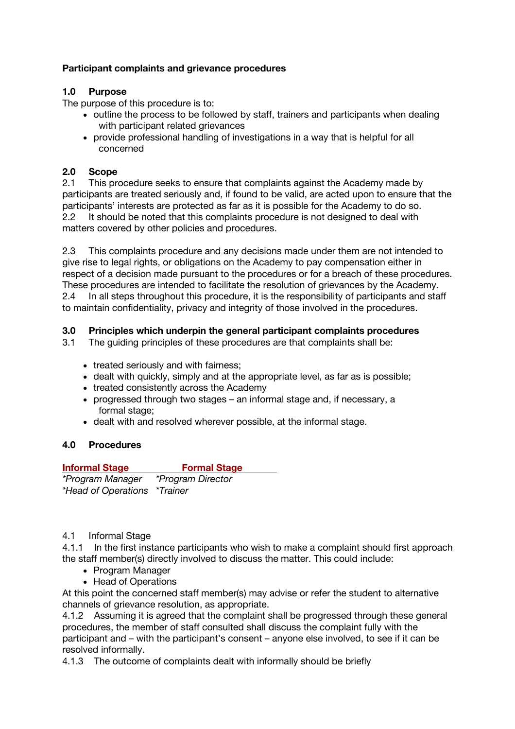**Participant complaints and grievance procedures**

**1.0 Purpose**

The purpose of this procedure is to:

- outline the process to be followed by staff, trainers and participants when dealing with participant related grievances
- provide professional handling of investigations in a way that is helpful for all concerned

**2.0 Scope**

2.1 This procedure seeks to ensure that complaints against the Academy made by participants are treated seriously and, if found to be valid, are acted upon to ensure that the participants' interests are protected as far as it is possible for the Academy to do so.

2.2 It should be noted that this complaints procedure is not designed to deal with matters covered by other policies and procedures.

2.3 This complaints procedure and any decisions made under them are not intended to give rise to legal rights, or obligations on the Academy to pay compensation either in respect of a decision made pursuant to the procedures or for a breach of these procedures. These procedures are intended to facilitate the resolution of grievances by the Academy.

2.4 In all steps throughout this procedure, it is the responsibility of participants and staff to maintain confidentiality, privacy and integrity of those involved in the procedures.

**3.0 Principles which underpin the general participant complaints procedures**

3.1 The guiding principles of these procedures are that complaints shall be:

- treated seriously and with fairness;
- dealt with quickly, simply and at the appropriate level, as far as is possible;
- treated consistently across the Academy
- progressed through two stages – an informal stage and, if necessary, a formal stage;
- dealt with and resolved wherever possible, at the informal stage.

**4.0 Procedures**

| Informal Stage | Formal Stage |
|---|---|
| *\*Program Manager* | *\*Program Director* |
| *\*Head of Operations* | *\*Trainer* |

4.1 Informal Stage

4.1.1 In the first instance participants who wish to make a complaint should first approach the staff member(s) directly involved to discuss the matter. This could include:

- Program Manager
- Head of Operations

At this point the concerned staff member(s) may advise or refer the student to alternative channels of grievance resolution, as appropriate.

4.1.2 Assuming it is agreed that the complaint shall be progressed through these general procedures, the member of staff consulted shall discuss the complaint fully with the participant and – with the participant's consent – anyone else involved, to see if it can be resolved informally.

4.1.3 The outcome of complaints dealt with informally should be briefly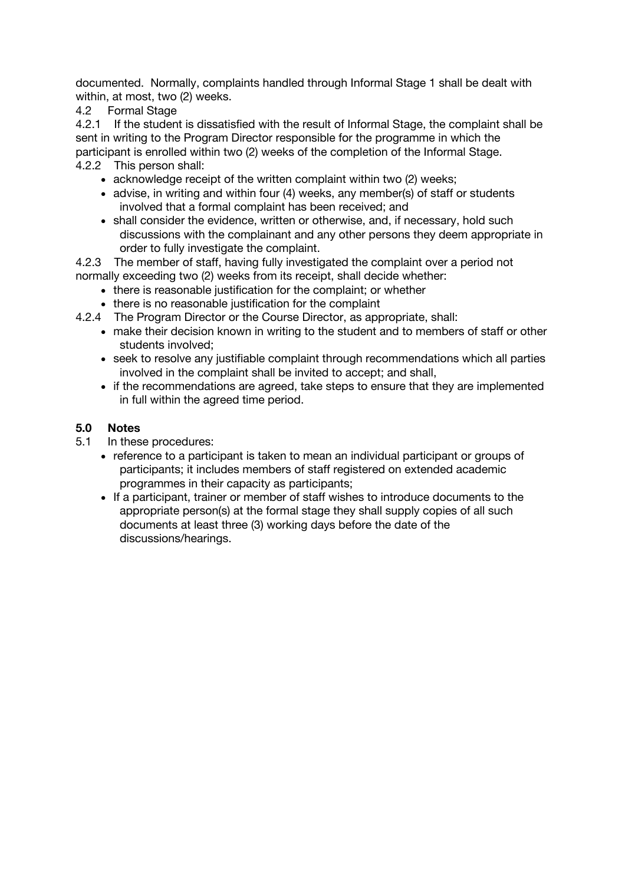documented. Normally, complaints handled through Informal Stage 1 shall be dealt with within, at most, two (2) weeks.

4.2 Formal Stage

4.2.1 If the student is dissatisfied with the result of Informal Stage, the complaint shall be sent in writing to the Program Director responsible for the programme in which the participant is enrolled within two (2) weeks of the completion of the Informal Stage.

4.2.2 This person shall:

- acknowledge receipt of the written complaint within two (2) weeks;
- advise, in writing and within four (4) weeks, any member(s) of staff or students involved that a formal complaint has been received; and
- shall consider the evidence, written or otherwise, and, if necessary, hold such discussions with the complainant and any other persons they deem appropriate in order to fully investigate the complaint.

4.2.3 The member of staff, having fully investigated the complaint over a period not normally exceeding two (2) weeks from its receipt, shall decide whether:

- there is reasonable justification for the complaint; or whether
- there is no reasonable justification for the complaint

4.2.4 The Program Director or the Course Director, as appropriate, shall:

- make their decision known in writing to the student and to members of staff or other students involved;
- seek to resolve any justifiable complaint through recommendations which all parties involved in the complaint shall be invited to accept; and shall,
- if the recommendations are agreed, take steps to ensure that they are implemented in full within the agreed time period.

## 5.0 Notes

5.1 In these procedures:

- reference to a participant is taken to mean an individual participant or groups of participants; it includes members of staff registered on extended academic programmes in their capacity as participants;
- If a participant, trainer or member of staff wishes to introduce documents to the appropriate person(s) at the formal stage they shall supply copies of all such documents at least three (3) working days before the date of the discussions/hearings.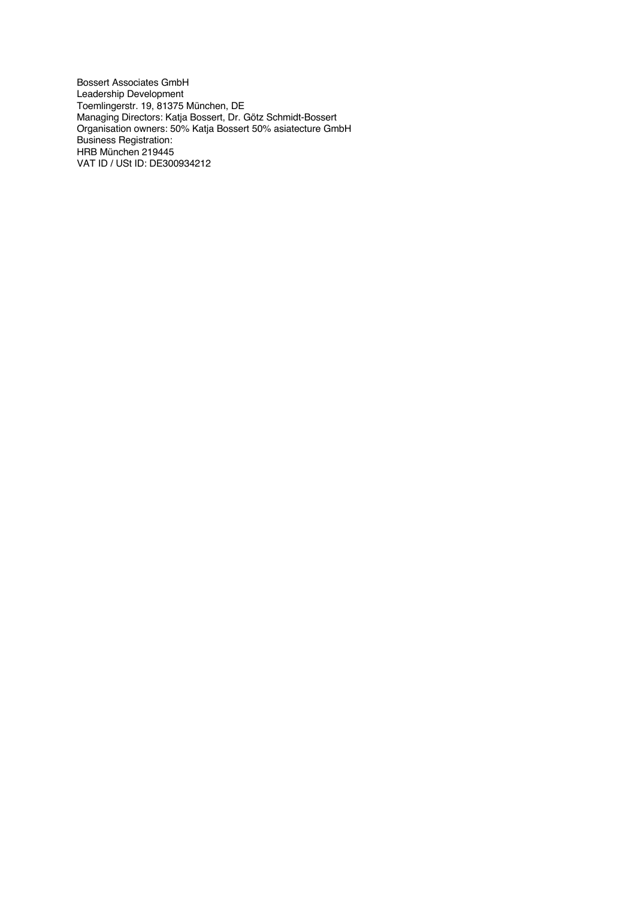Bossert Associates GmbH
Leadership Development
Toemlingerstr. 19, 81375 München, DE
Managing Directors: Katja Bossert, Dr. Götz Schmidt-Bossert
Organisation owners: 50% Katja Bossert 50% asiatecture GmbH
Business Registration:
HRB München 219445
VAT ID / USt ID: DE300934212